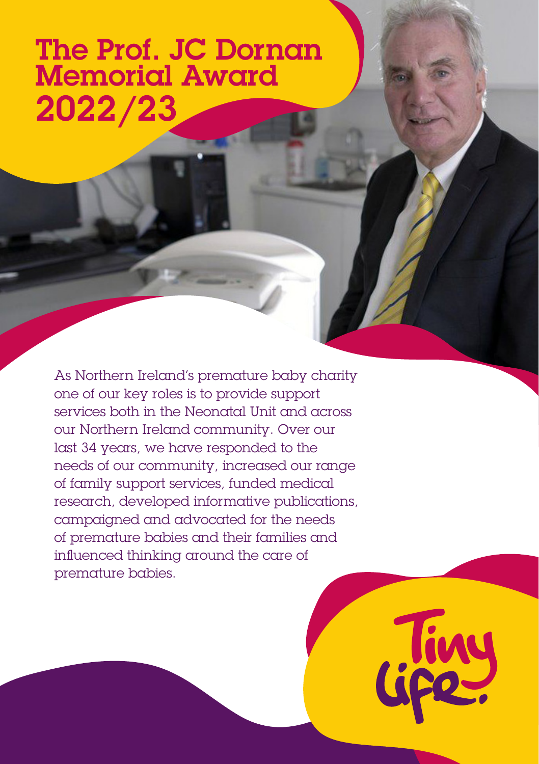# The Prof. JC Dornan Memorial Award 2022/23

As Northern Ireland's premature baby charity one of our key roles is to provide support services both in the Neonatal Unit and across our Northern Ireland community. Over our last 34 years, we have responded to the needs of our community, increased our range of family support services, funded medical research, developed informative publications, campaigned and advocated for the needs of premature babies and their families and influenced thinking around the care of premature babies.

Tiny Life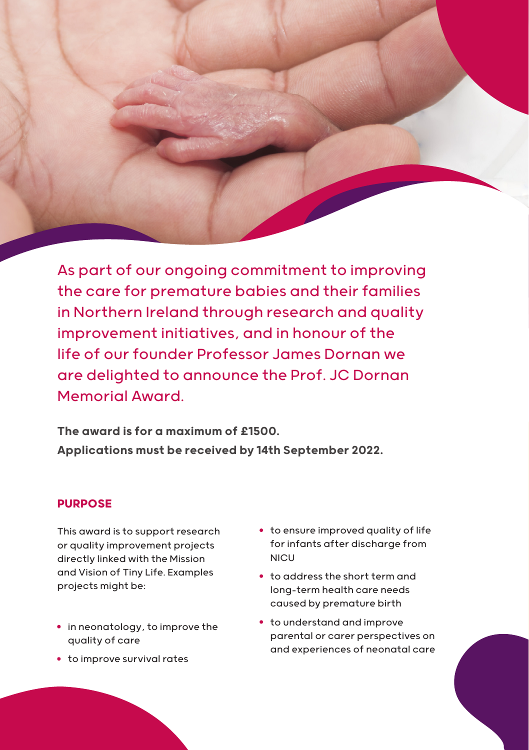As part of our ongoing commitment to improving the care for premature babies and their families in Northern Ireland through research and quality improvement initiatives, and in honour of the life of our founder Professor James Dornan we are delighted to announce the Prof. JC Dornan Memorial Award.

**The award is for a maximum of £1500.**
**Applications must be received by 14th September 2022.**

## PURPOSE

This award is to support research or quality improvement projects directly linked with the Mission and Vision of Tiny Life. Examples projects might be:

- in neonatology, to improve the quality of care
- to improve survival rates
- to ensure improved quality of life for infants after discharge from NICU
- to address the short term and long-term health care needs caused by premature birth
- to understand and improve parental or carer perspectives on and experiences of neonatal care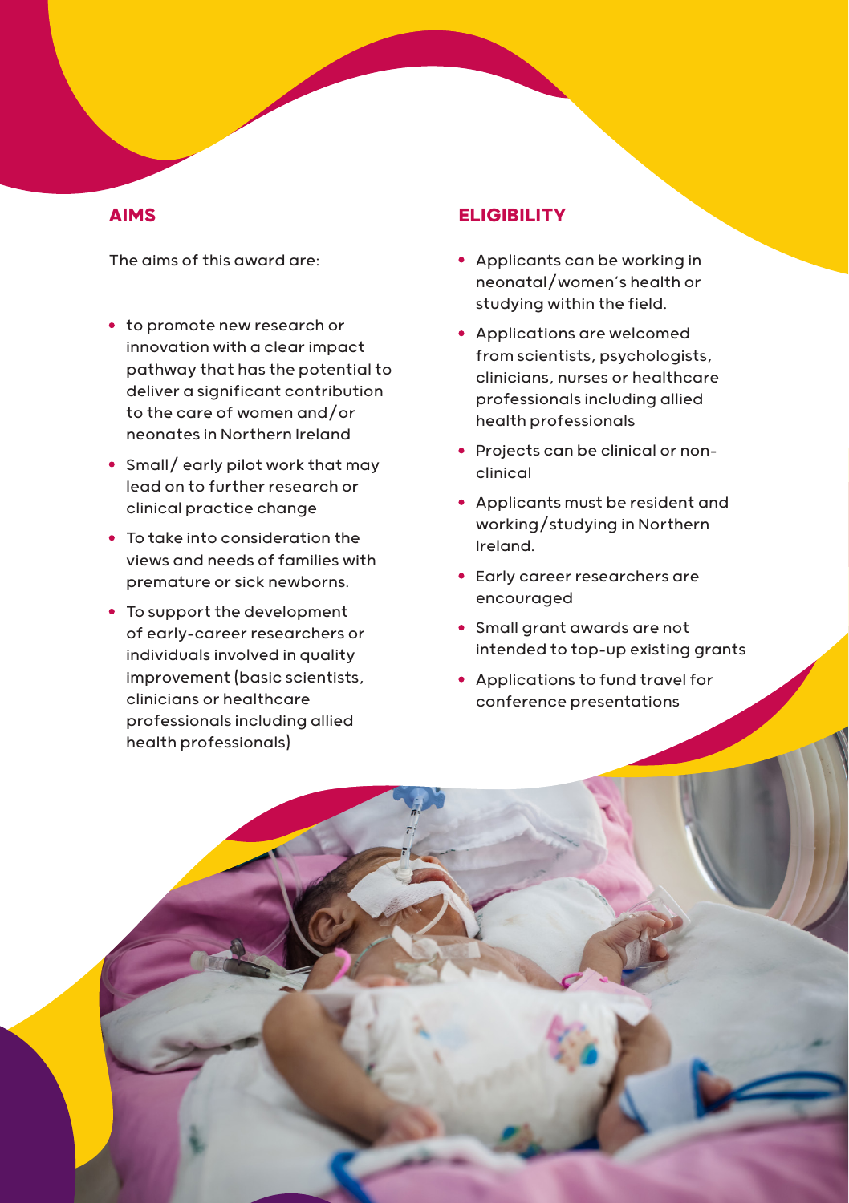## AIMS

The aims of this award are:

- to promote new research or innovation with a clear impact pathway that has the potential to deliver a significant contribution to the care of women and/or neonates in Northern Ireland
- Small/ early pilot work that may lead on to further research or clinical practice change
- To take into consideration the views and needs of families with premature or sick newborns.
- To support the development of early-career researchers or individuals involved in quality improvement (basic scientists, clinicians or healthcare professionals including allied health professionals)

## ELIGIBILITY

- Applicants can be working in neonatal/women's health or studying within the field.
- Applications are welcomed from scientists, psychologists, clinicians, nurses or healthcare professionals including allied health professionals
- Projects can be clinical or non-clinical
- Applicants must be resident and working/studying in Northern Ireland.
- Early career researchers are encouraged
- Small grant awards are not intended to top-up existing grants
- Applications to fund travel for conference presentations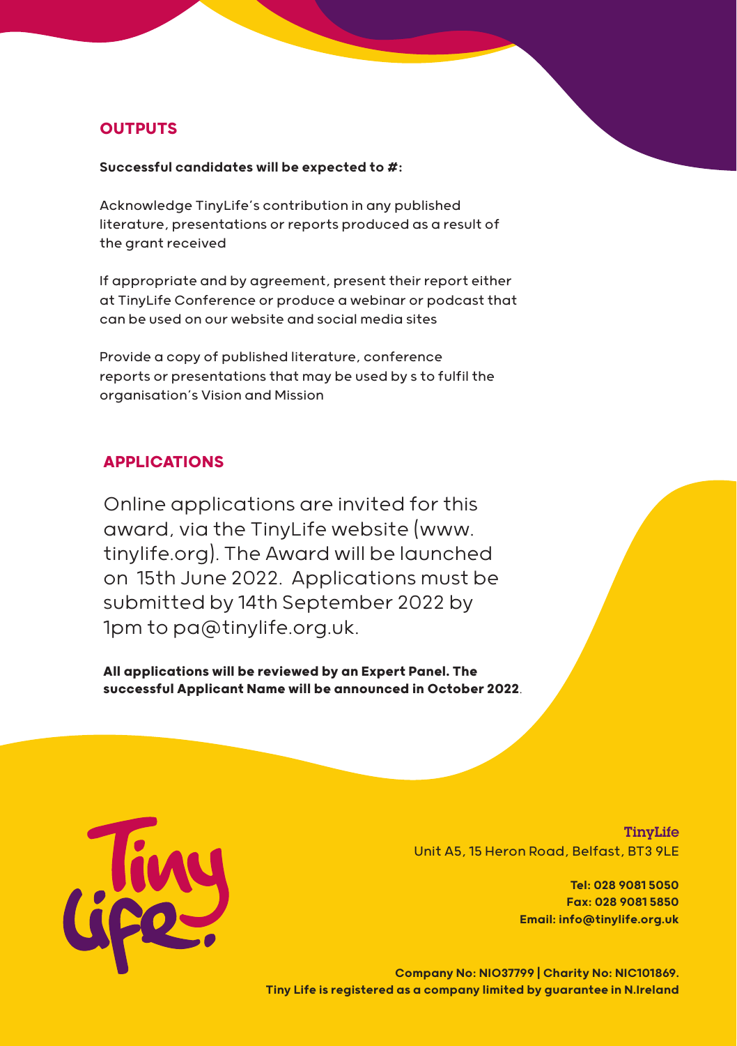## OUTPUTS

**Successful candidates will be expected to #:**

Acknowledge TinyLife's contribution in any published literature, presentations or reports produced as a result of the grant received

If appropriate and by agreement, present their report either at TinyLife Conference or produce a webinar or podcast that can be used on our website and social media sites

Provide a copy of published literature, conference reports or presentations that may be used by s to fulfil the organisation's Vision and Mission

## APPLICATIONS

Online applications are invited for this award, via the TinyLife website (www. tinylife.org). The Award will be launched on 15th June 2022. Applications must be submitted by 14th September 2022 by 1pm to pa@tinylife.org.uk.

**All applications will be reviewed by an Expert Panel. The successful Applicant Name will be announced in October 2022**.

**TinyLife**
Unit A5, 15 Heron Road, Belfast, BT3 9LE

**Tel: 028 9081 5050**
**Fax: 028 9081 5850**
**Email: info@tinylife.org.uk**

**Company No: NI037799 | Charity No: NIC101869.**
**Tiny Life is registered as a company limited by guarantee in N.Ireland**